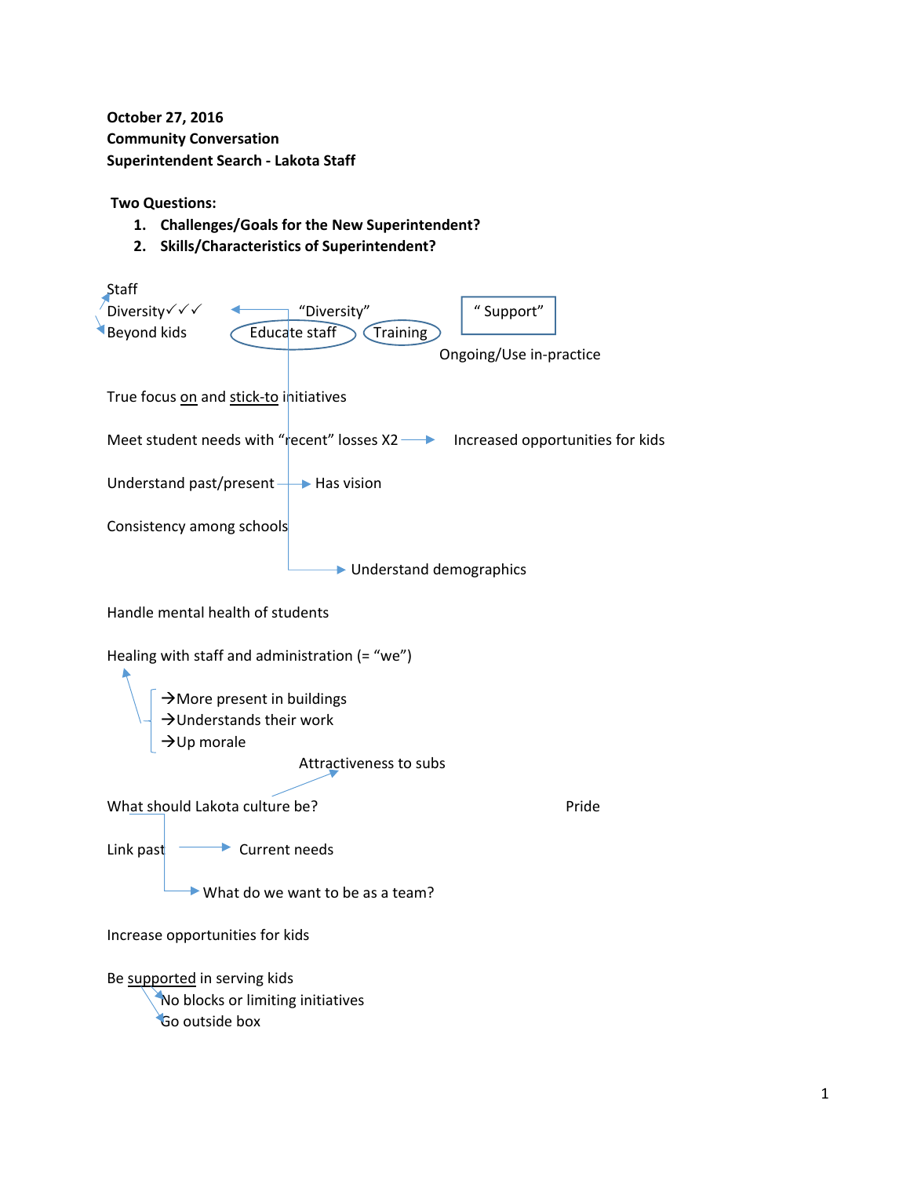**October 27, 2016**
**Community Conversation**
**Superintendent Search - Lakota Staff**

**Two Questions:**

1. **Challenges/Goals for the New Superintendent?**
2. **Skills/Characteristics of Superintendent?**

Staff
Diversity✓✓✓
Beyond kids

"Diversity"
Educate staff
Training

" Support"
Ongoing/Use in-practice

True focus on and stick-to initiatives

Meet student needs with "recent" losses X2 → Increased opportunities for kids

Understand past/present → Has vision

Consistency among schools

→ Understand demographics

Handle mental health of students

Healing with staff and administration (= "we")

- →More present in buildings
- →Understands their work
- →Up morale

Attractiveness to subs

What should Lakota culture be?

Pride

Link past → Current needs

→ What do we want to be as a team?

Increase opportunities for kids

Be supported in serving kids

- No blocks or limiting initiatives
- Go outside box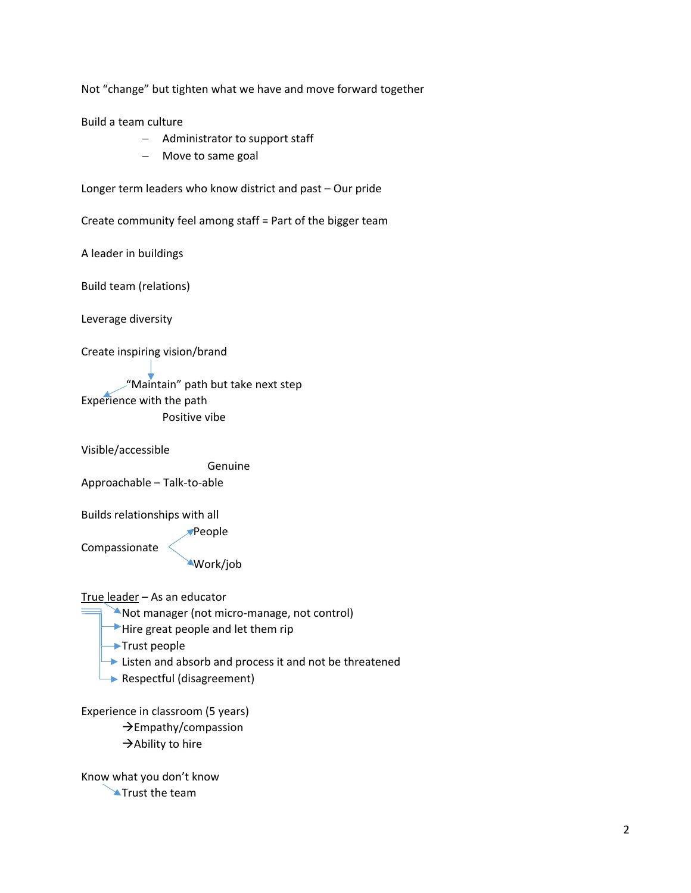Not "change" but tighten what we have and move forward together

Build a team culture

- Administrator to support staff
- Move to same goal

Longer term leaders who know district and past – Our pride

Create community feel among staff = Part of the bigger team

A leader in buildings

Build team (relations)

Leverage diversity

Create inspiring vision/brand

"Maintain" path but take next step

Experience with the path

Positive vibe

Visible/accessible

Genuine

Approachable – Talk-to-able

Builds relationships with all

Compassionate

- People
- Work/job

True leader – As an educator

- Not manager (not micro-manage, not control)
- Hire great people and let them rip
- Trust people
- Listen and absorb and process it and not be threatened
- Respectful (disagreement)

Experience in classroom (5 years)

→Empathy/compassion

→Ability to hire

Know what you don't know

- Trust the team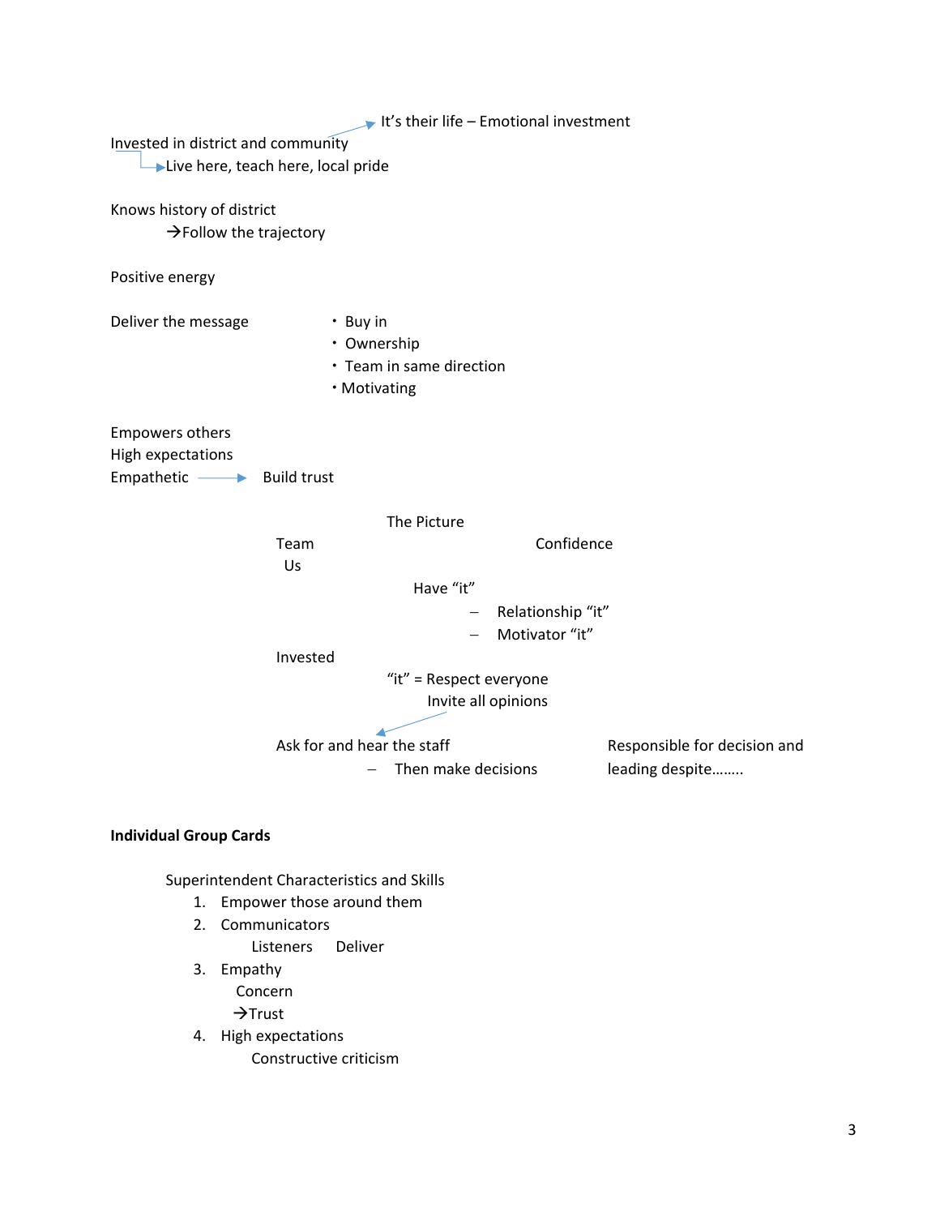Invested in district and community

- → It's their life – Emotional investment
- → Live here, teach here, local pride

Knows history of district

→Follow the trajectory

Positive energy

Deliver the message

- Buy in
- Ownership
- Team in same direction
- Motivating

Empowers others

High expectations

Empathetic → Build trust

The Picture

Team

Us

Confidence

Have "it"

- Relationship "it"
- Motivator "it"

Invested

"it" = Respect everyone

Invite all opinions

Ask for and hear the staff

- Then make decisions

Responsible for decision and leading despite……..

**Individual Group Cards**

Superintendent Characteristics and Skills

1. Empower those around them
2. Communicators

   Listeners  Deliver
3. Empathy

   Concern

   →Trust
4. High expectations

   Constructive criticism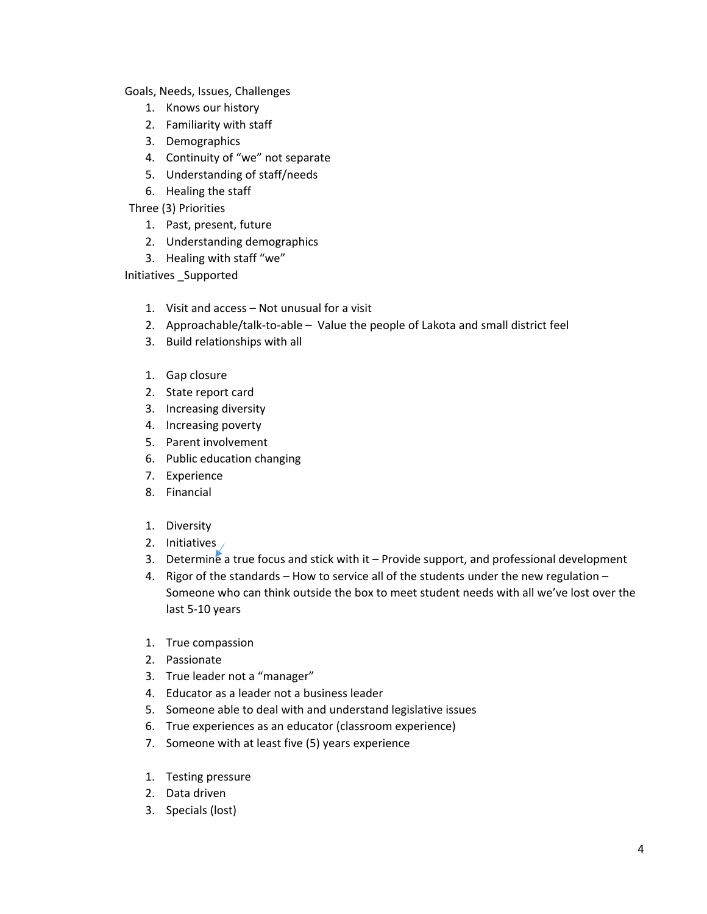Goals, Needs, Issues, Challenges

1. Knows our history
2. Familiarity with staff
3. Demographics
4. Continuity of "we" not separate
5. Understanding of staff/needs
6. Healing the staff

Three (3) Priorities

1. Past, present, future
2. Understanding demographics
3. Healing with staff "we"

Initiatives _Supported

1. Visit and access – Not unusual for a visit
2. Approachable/talk-to-able – Value the people of Lakota and small district feel
3. Build relationships with all

1. Gap closure
2. State report card
3. Increasing diversity
4. Increasing poverty
5. Parent involvement
6. Public education changing
7. Experience
8. Financial

1. Diversity
2. Initiatives
3. Determine a true focus and stick with it – Provide support, and professional development
4. Rigor of the standards – How to service all of the students under the new regulation – Someone who can think outside the box to meet student needs with all we've lost over the last 5-10 years

1. True compassion
2. Passionate
3. True leader not a "manager"
4. Educator as a leader not a business leader
5. Someone able to deal with and understand legislative issues
6. True experiences as an educator (classroom experience)
7. Someone with at least five (5) years experience

1. Testing pressure
2. Data driven
3. Specials (lost)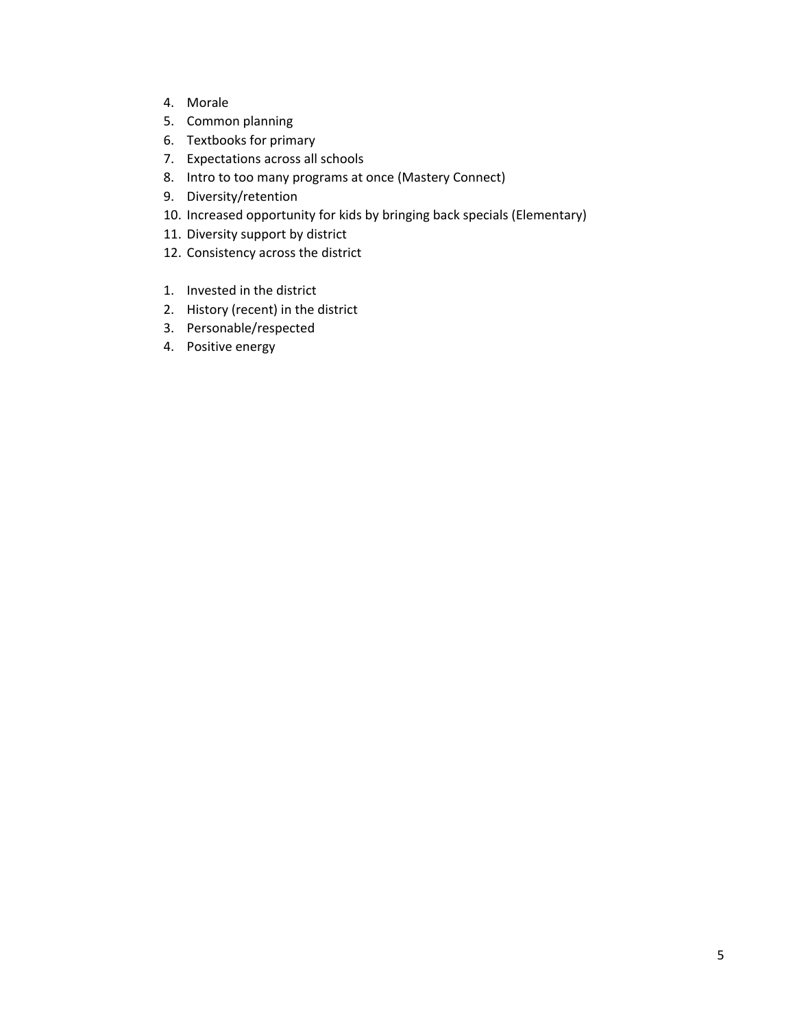4. Morale
5. Common planning
6. Textbooks for primary
7. Expectations across all schools
8. Intro to too many programs at once (Mastery Connect)
9. Diversity/retention
10. Increased opportunity for kids by bringing back specials (Elementary)
11. Diversity support by district
12. Consistency across the district

<!-- -->

1. Invested in the district
2. History (recent) in the district
3. Personable/respected
4. Positive energy